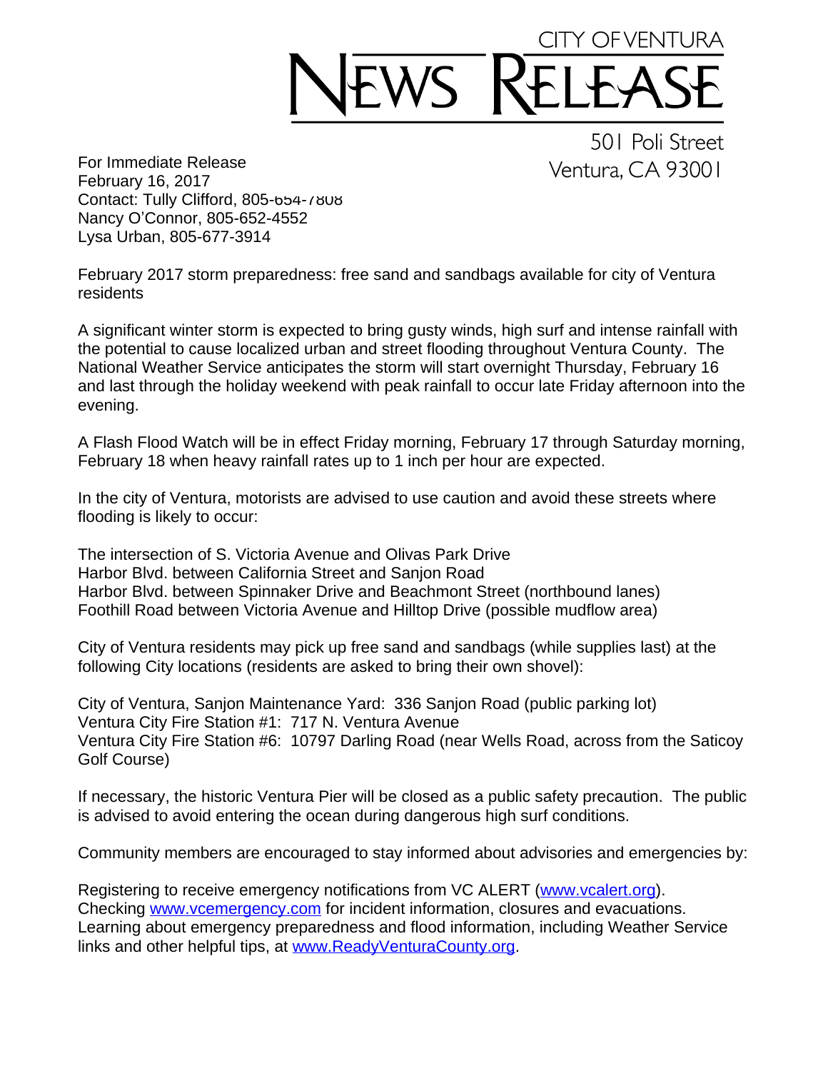# CITY OF VENTURA NEWS RELEASE

501 Poli Street
Ventura, CA 93001

For Immediate Release
February 16, 2017
Contact: Tully Clifford, 805-654-7808
Nancy O'Connor, 805-652-4552
Lysa Urban, 805-677-3914

February 2017 storm preparedness: free sand and sandbags available for city of Ventura residents

A significant winter storm is expected to bring gusty winds, high surf and intense rainfall with the potential to cause localized urban and street flooding throughout Ventura County. The National Weather Service anticipates the storm will start overnight Thursday, February 16 and last through the holiday weekend with peak rainfall to occur late Friday afternoon into the evening.

A Flash Flood Watch will be in effect Friday morning, February 17 through Saturday morning, February 18 when heavy rainfall rates up to 1 inch per hour are expected.

In the city of Ventura, motorists are advised to use caution and avoid these streets where flooding is likely to occur:

The intersection of S. Victoria Avenue and Olivas Park Drive
Harbor Blvd. between California Street and Sanjon Road
Harbor Blvd. between Spinnaker Drive and Beachmont Street (northbound lanes)
Foothill Road between Victoria Avenue and Hilltop Drive (possible mudflow area)

City of Ventura residents may pick up free sand and sandbags (while supplies last) at the following City locations (residents are asked to bring their own shovel):

City of Ventura, Sanjon Maintenance Yard: 336 Sanjon Road (public parking lot)
Ventura City Fire Station #1: 717 N. Ventura Avenue
Ventura City Fire Station #6: 10797 Darling Road (near Wells Road, across from the Saticoy Golf Course)

If necessary, the historic Ventura Pier will be closed as a public safety precaution. The public is advised to avoid entering the ocean during dangerous high surf conditions.

Community members are encouraged to stay informed about advisories and emergencies by:

Registering to receive emergency notifications from VC ALERT (www.vcalert.org).
Checking www.vcemergency.com for incident information, closures and evacuations.
Learning about emergency preparedness and flood information, including Weather Service links and other helpful tips, at www.ReadyVenturaCounty.org.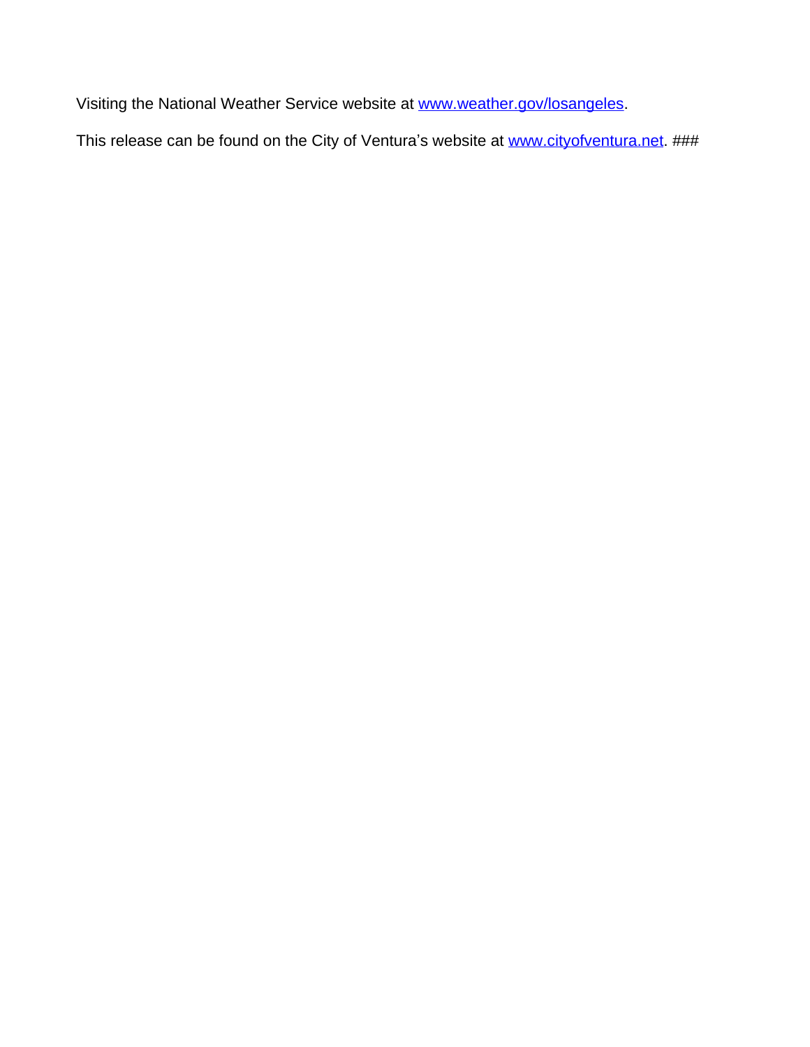Visiting the National Weather Service website at www.weather.gov/losangeles.

This release can be found on the City of Ventura's website at www.cityofventura.net. ###